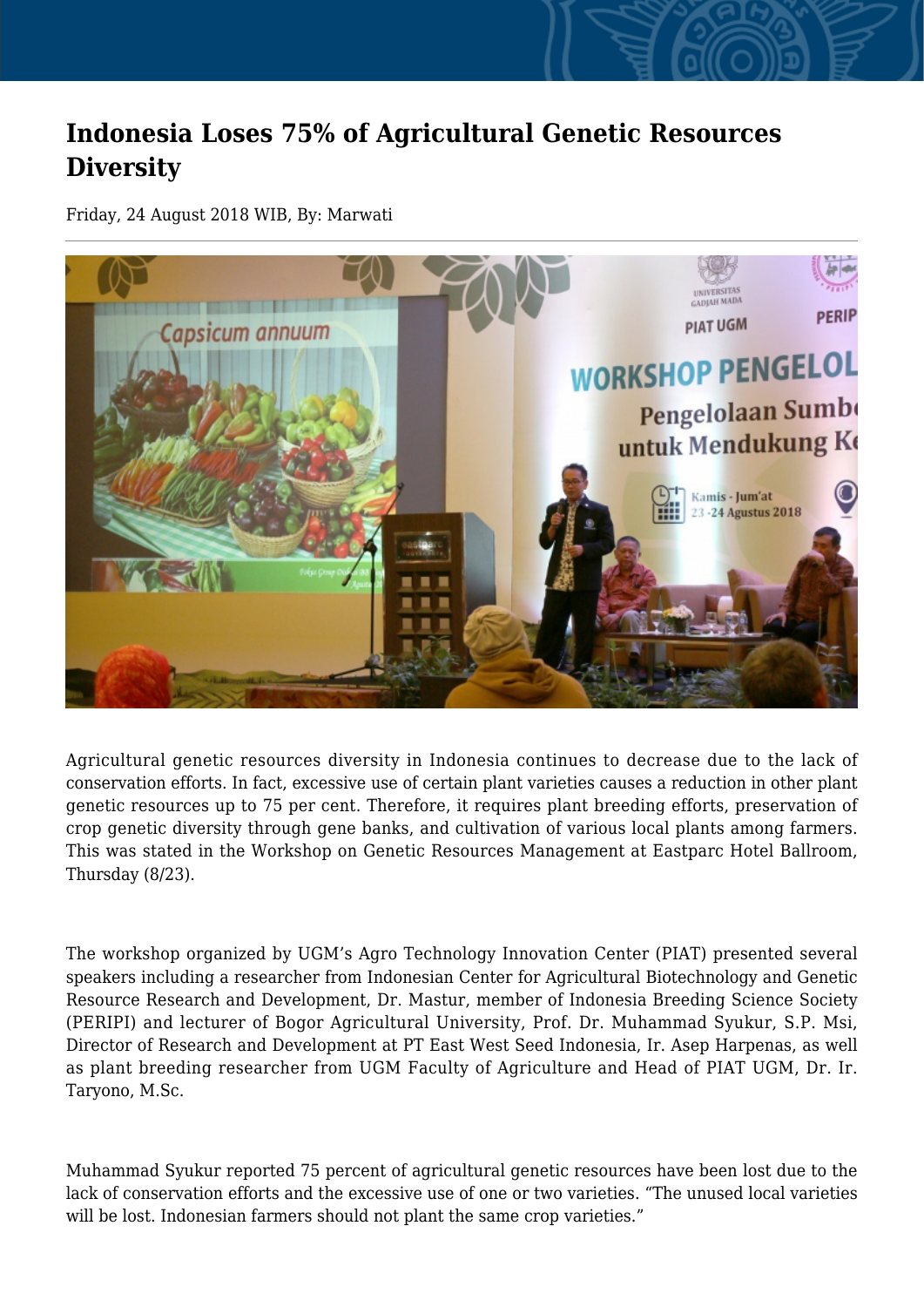# Indonesia Loses 75% of Agricultural Genetic Resources Diversity

Friday, 24 August 2018 WIB, By: Marwati

Agricultural genetic resources diversity in Indonesia continues to decrease due to the lack of conservation efforts. In fact, excessive use of certain plant varieties causes a reduction in other plant genetic resources up to 75 per cent. Therefore, it requires plant breeding efforts, preservation of crop genetic diversity through gene banks, and cultivation of various local plants among farmers. This was stated in the Workshop on Genetic Resources Management at Eastparc Hotel Ballroom, Thursday (8/23).

The workshop organized by UGM's Agro Technology Innovation Center (PIAT) presented several speakers including a researcher from Indonesian Center for Agricultural Biotechnology and Genetic Resource Research and Development, Dr. Mastur, member of Indonesia Breeding Science Society (PERIPI) and lecturer of Bogor Agricultural University, Prof. Dr. Muhammad Syukur, S.P. Msi, Director of Research and Development at PT East West Seed Indonesia, Ir. Asep Harpenas, as well as plant breeding researcher from UGM Faculty of Agriculture and Head of PIAT UGM, Dr. Ir. Taryono, M.Sc.

Muhammad Syukur reported 75 percent of agricultural genetic resources have been lost due to the lack of conservation efforts and the excessive use of one or two varieties. "The unused local varieties will be lost. Indonesian farmers should not plant the same crop varieties."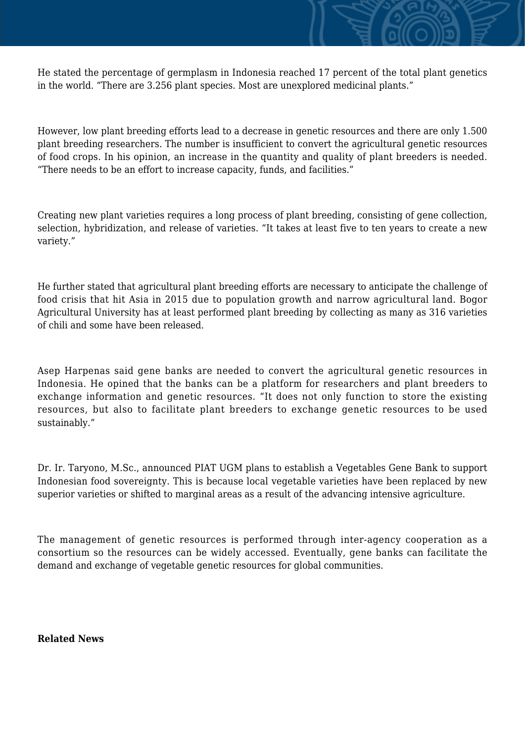He stated the percentage of germplasm in Indonesia reached 17 percent of the total plant genetics in the world. “There are 3.256 plant species. Most are unexplored medicinal plants.”

However, low plant breeding efforts lead to a decrease in genetic resources and there are only 1.500 plant breeding researchers. The number is insufficient to convert the agricultural genetic resources of food crops. In his opinion, an increase in the quantity and quality of plant breeders is needed. “There needs to be an effort to increase capacity, funds, and facilities.”

Creating new plant varieties requires a long process of plant breeding, consisting of gene collection, selection, hybridization, and release of varieties. “It takes at least five to ten years to create a new variety.”

He further stated that agricultural plant breeding efforts are necessary to anticipate the challenge of food crisis that hit Asia in 2015 due to population growth and narrow agricultural land. Bogor Agricultural University has at least performed plant breeding by collecting as many as 316 varieties of chili and some have been released.

Asep Harpenas said gene banks are needed to convert the agricultural genetic resources in Indonesia. He opined that the banks can be a platform for researchers and plant breeders to exchange information and genetic resources. “It does not only function to store the existing resources, but also to facilitate plant breeders to exchange genetic resources to be used sustainably.”

Dr. Ir. Taryono, M.Sc., announced PIAT UGM plans to establish a Vegetables Gene Bank to support Indonesian food sovereignty. This is because local vegetable varieties have been replaced by new superior varieties or shifted to marginal areas as a result of the advancing intensive agriculture.

The management of genetic resources is performed through inter-agency cooperation as a consortium so the resources can be widely accessed. Eventually, gene banks can facilitate the demand and exchange of vegetable genetic resources for global communities.

**Related News**